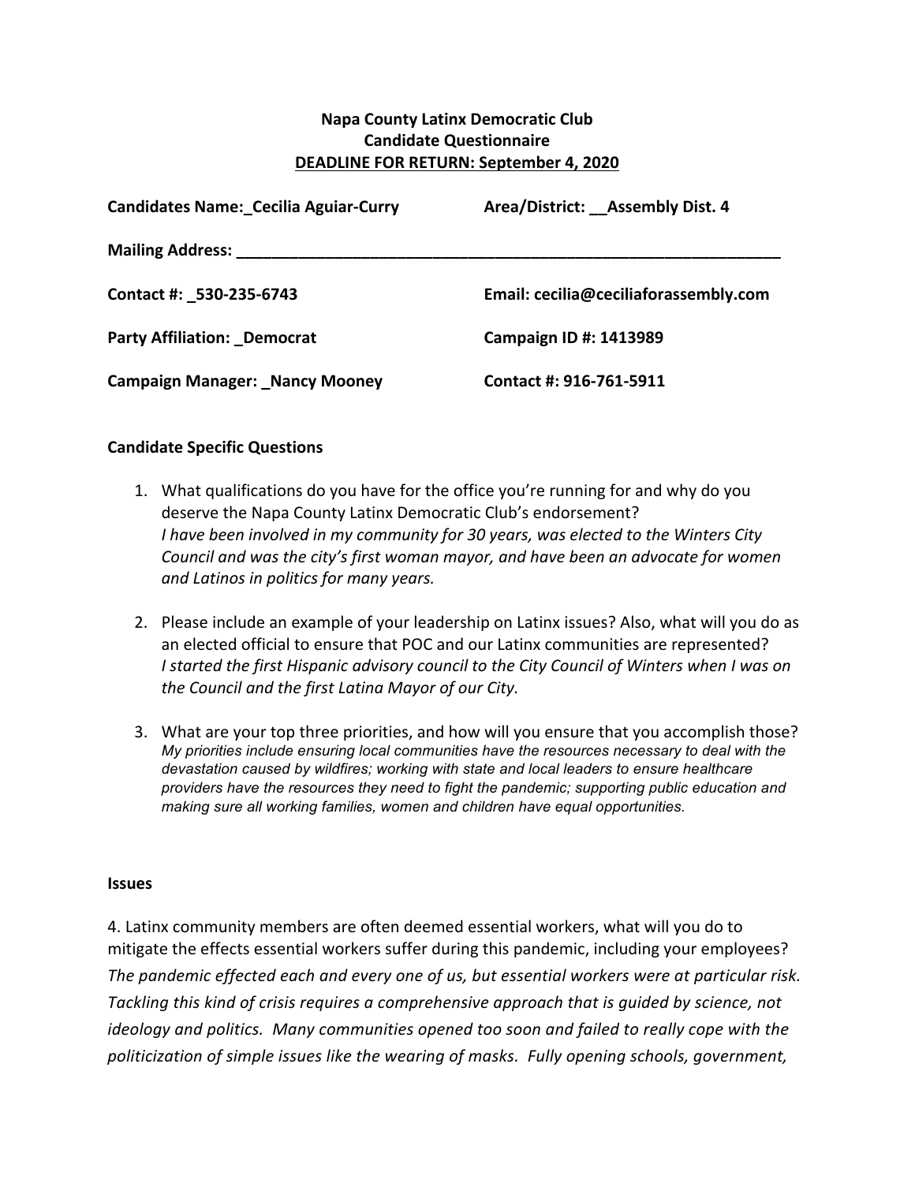**Napa County Latinx Democratic Club**
**Candidate Questionnaire**
**DEADLINE FOR RETURN: September 4, 2020**

| | |
|---|---|
| **Candidates Name:_Cecilia Aguiar-Curry** | **Area/District: __Assembly Dist. 4** |
| **Mailing Address: ___________________________________________** | |
| **Contact #: _530-235-6743** | **Email: cecilia@ceciliaforassembly.com** |
| **Party Affiliation: _Democrat** | **Campaign ID #: 1413989** |
| **Campaign Manager: _Nancy Mooney** | **Contact #: 916-761-5911** |

**Candidate Specific Questions**

1. What qualifications do you have for the office you're running for and why do you deserve the Napa County Latinx Democratic Club's endorsement?
   *I have been involved in my community for 30 years, was elected to the Winters City Council and was the city's first woman mayor, and have been an advocate for women and Latinos in politics for many years.*

2. Please include an example of your leadership on Latinx issues? Also, what will you do as an elected official to ensure that POC and our Latinx communities are represented?
   *I started the first Hispanic advisory council to the City Council of Winters when I was on the Council and the first Latina Mayor of our City.*

3. What are your top three priorities, and how will you ensure that you accomplish those?
   *My priorities include ensuring local communities have the resources necessary to deal with the devastation caused by wildfires; working with state and local leaders to ensure healthcare providers have the resources they need to fight the pandemic; supporting public education and making sure all working families, women and children have equal opportunities.*

**Issues**

4. Latinx community members are often deemed essential workers, what will you do to mitigate the effects essential workers suffer during this pandemic, including your employees?
*The pandemic effected each and every one of us, but essential workers were at particular risk. Tackling this kind of crisis requires a comprehensive approach that is guided by science, not ideology and politics. Many communities opened too soon and failed to really cope with the politicization of simple issues like the wearing of masks. Fully opening schools, government,*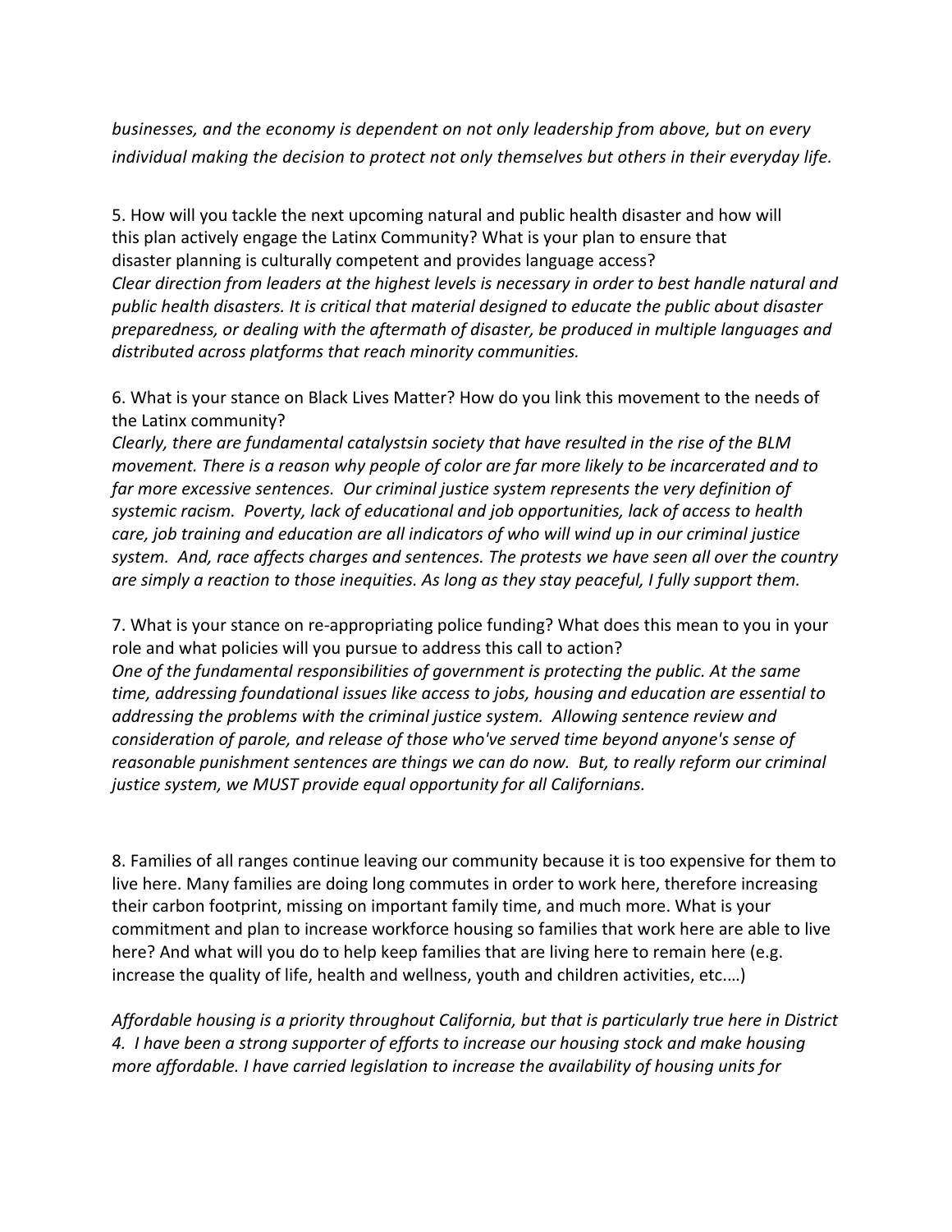*businesses, and the economy is dependent on not only leadership from above, but on every individual making the decision to protect not only themselves but others in their everyday life.*

5. How will you tackle the next upcoming natural and public health disaster and how will this plan actively engage the Latinx Community? What is your plan to ensure that disaster planning is culturally competent and provides language access?
*Clear direction from leaders at the highest levels is necessary in order to best handle natural and public health disasters. It is critical that material designed to educate the public about disaster preparedness, or dealing with the aftermath of disaster, be produced in multiple languages and distributed across platforms that reach minority communities.*

6. What is your stance on Black Lives Matter? How do you link this movement to the needs of the Latinx community?
*Clearly, there are fundamental catalystsin society that have resulted in the rise of the BLM movement. There is a reason why people of color are far more likely to be incarcerated and to far more excessive sentences. Our criminal justice system represents the very definition of systemic racism. Poverty, lack of educational and job opportunities, lack of access to health care, job training and education are all indicators of who will wind up in our criminal justice system. And, race affects charges and sentences. The protests we have seen all over the country are simply a reaction to those inequities. As long as they stay peaceful, I fully support them.*

7. What is your stance on re-appropriating police funding? What does this mean to you in your role and what policies will you pursue to address this call to action?
*One of the fundamental responsibilities of government is protecting the public. At the same time, addressing foundational issues like access to jobs, housing and education are essential to addressing the problems with the criminal justice system. Allowing sentence review and consideration of parole, and release of those who've served time beyond anyone's sense of reasonable punishment sentences are things we can do now. But, to really reform our criminal justice system, we MUST provide equal opportunity for all Californians.*

8. Families of all ranges continue leaving our community because it is too expensive for them to live here. Many families are doing long commutes in order to work here, therefore increasing their carbon footprint, missing on important family time, and much more. What is your commitment and plan to increase workforce housing so families that work here are able to live here? And what will you do to help keep families that are living here to remain here (e.g. increase the quality of life, health and wellness, youth and children activities, etc.…)

*Affordable housing is a priority throughout California, but that is particularly true here in District 4. I have been a strong supporter of efforts to increase our housing stock and make housing more affordable. I have carried legislation to increase the availability of housing units for*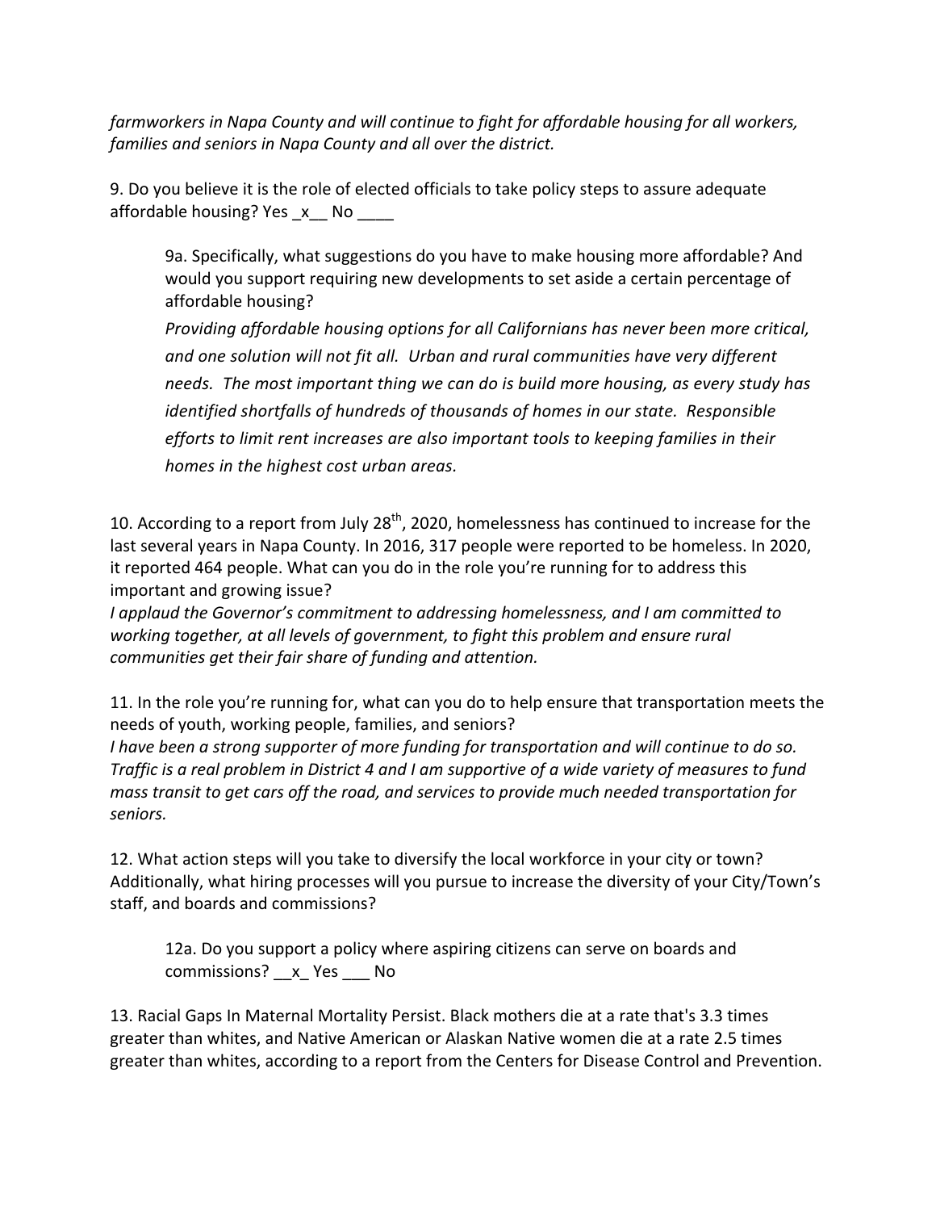*farmworkers in Napa County and will continue to fight for affordable housing for all workers, families and seniors in Napa County and all over the district.*

9. Do you believe it is the role of elected officials to take policy steps to assure adequate affordable housing? Yes _x__ No ____

> 9a. Specifically, what suggestions do you have to make housing more affordable? And would you support requiring new developments to set aside a certain percentage of affordable housing?
>
> *Providing affordable housing options for all Californians has never been more critical, and one solution will not fit all. Urban and rural communities have very different needs. The most important thing we can do is build more housing, as every study has identified shortfalls of hundreds of thousands of homes in our state. Responsible efforts to limit rent increases are also important tools to keeping families in their homes in the highest cost urban areas.*

10. According to a report from July 28th, 2020, homelessness has continued to increase for the last several years in Napa County. In 2016, 317 people were reported to be homeless. In 2020, it reported 464 people. What can you do in the role you're running for to address this important and growing issue?
*I applaud the Governor's commitment to addressing homelessness, and I am committed to working together, at all levels of government, to fight this problem and ensure rural communities get their fair share of funding and attention.*

11. In the role you're running for, what can you do to help ensure that transportation meets the needs of youth, working people, families, and seniors?
*I have been a strong supporter of more funding for transportation and will continue to do so. Traffic is a real problem in District 4 and I am supportive of a wide variety of measures to fund mass transit to get cars off the road, and services to provide much needed transportation for seniors.*

12. What action steps will you take to diversify the local workforce in your city or town? Additionally, what hiring processes will you pursue to increase the diversity of your City/Town's staff, and boards and commissions?

> 12a. Do you support a policy where aspiring citizens can serve on boards and commissions? __x_ Yes ___ No

13. Racial Gaps In Maternal Mortality Persist. Black mothers die at a rate that's 3.3 times greater than whites, and Native American or Alaskan Native women die at a rate 2.5 times greater than whites, according to a report from the Centers for Disease Control and Prevention.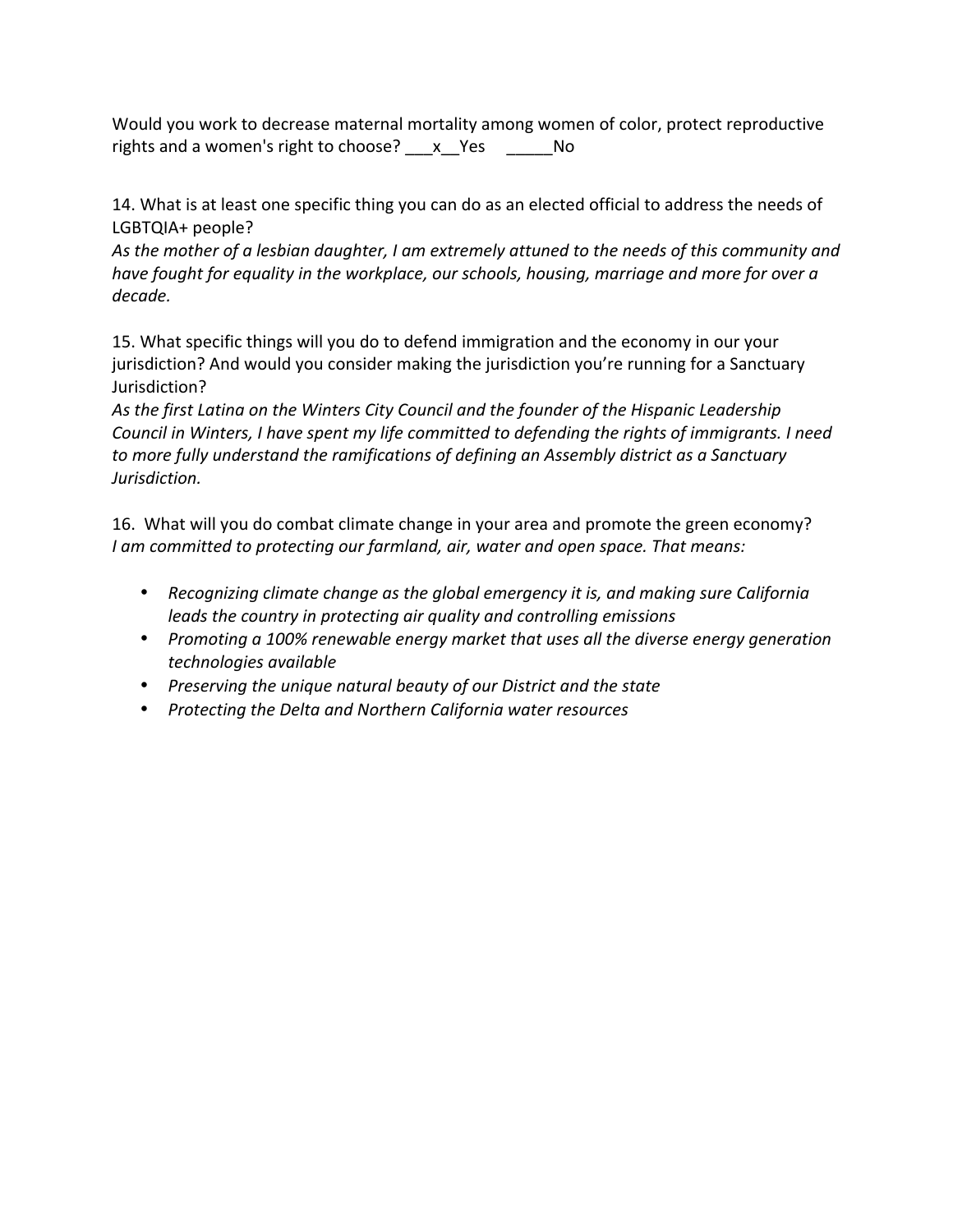Would you work to decrease maternal mortality among women of color, protect reproductive rights and a women's right to choose? ___x__Yes _____No

14. What is at least one specific thing you can do as an elected official to address the needs of LGBTQIA+ people?
*As the mother of a lesbian daughter, I am extremely attuned to the needs of this community and have fought for equality in the workplace, our schools, housing, marriage and more for over a decade.*

15. What specific things will you do to defend immigration and the economy in our your jurisdiction? And would you consider making the jurisdiction you're running for a Sanctuary Jurisdiction?
*As the first Latina on the Winters City Council and the founder of the Hispanic Leadership Council in Winters, I have spent my life committed to defending the rights of immigrants. I need to more fully understand the ramifications of defining an Assembly district as a Sanctuary Jurisdiction.*

16. What will you do combat climate change in your area and promote the green economy?
*I am committed to protecting our farmland, air, water and open space. That means:*

- *Recognizing climate change as the global emergency it is, and making sure California leads the country in protecting air quality and controlling emissions*
- *Promoting a 100% renewable energy market that uses all the diverse energy generation technologies available*
- *Preserving the unique natural beauty of our District and the state*
- *Protecting the Delta and Northern California water resources*